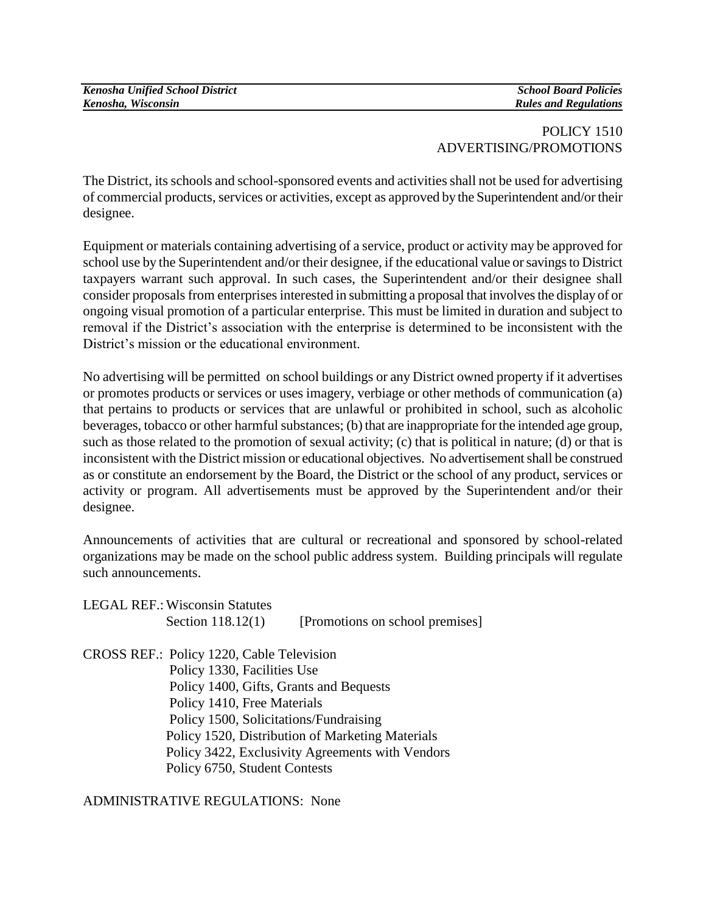# POLICY 1510
## ADVERTISING/PROMOTIONS

The District, its schools and school-sponsored events and activities shall not be used for advertising of commercial products, services or activities, except as approved by the Superintendent and/or their designee.

Equipment or materials containing advertising of a service, product or activity may be approved for school use by the Superintendent and/or their designee, if the educational value or savings to District taxpayers warrant such approval. In such cases, the Superintendent and/or their designee shall consider proposals from enterprises interested in submitting a proposal that involves the display of or ongoing visual promotion of a particular enterprise. This must be limited in duration and subject to removal if the District's association with the enterprise is determined to be inconsistent with the District's mission or the educational environment.

No advertising will be permitted on school buildings or any District owned property if it advertises or promotes products or services or uses imagery, verbiage or other methods of communication (a) that pertains to products or services that are unlawful or prohibited in school, such as alcoholic beverages, tobacco or other harmful substances; (b) that are inappropriate for the intended age group, such as those related to the promotion of sexual activity; (c) that is political in nature; (d) or that is inconsistent with the District mission or educational objectives. No advertisement shall be construed as or constitute an endorsement by the Board, the District or the school of any product, services or activity or program. All advertisements must be approved by the Superintendent and/or their designee.

Announcements of activities that are cultural or recreational and sponsored by school-related organizations may be made on the school public address system. Building principals will regulate such announcements.

LEGAL REF.: Wisconsin Statutes
Section 118.12(1) [Promotions on school premises]

CROSS REF.: Policy 1220, Cable Television
Policy 1330, Facilities Use
Policy 1400, Gifts, Grants and Bequests
Policy 1410, Free Materials
Policy 1500, Solicitations/Fundraising
Policy 1520, Distribution of Marketing Materials
Policy 3422, Exclusivity Agreements with Vendors
Policy 6750, Student Contests

ADMINISTRATIVE REGULATIONS: None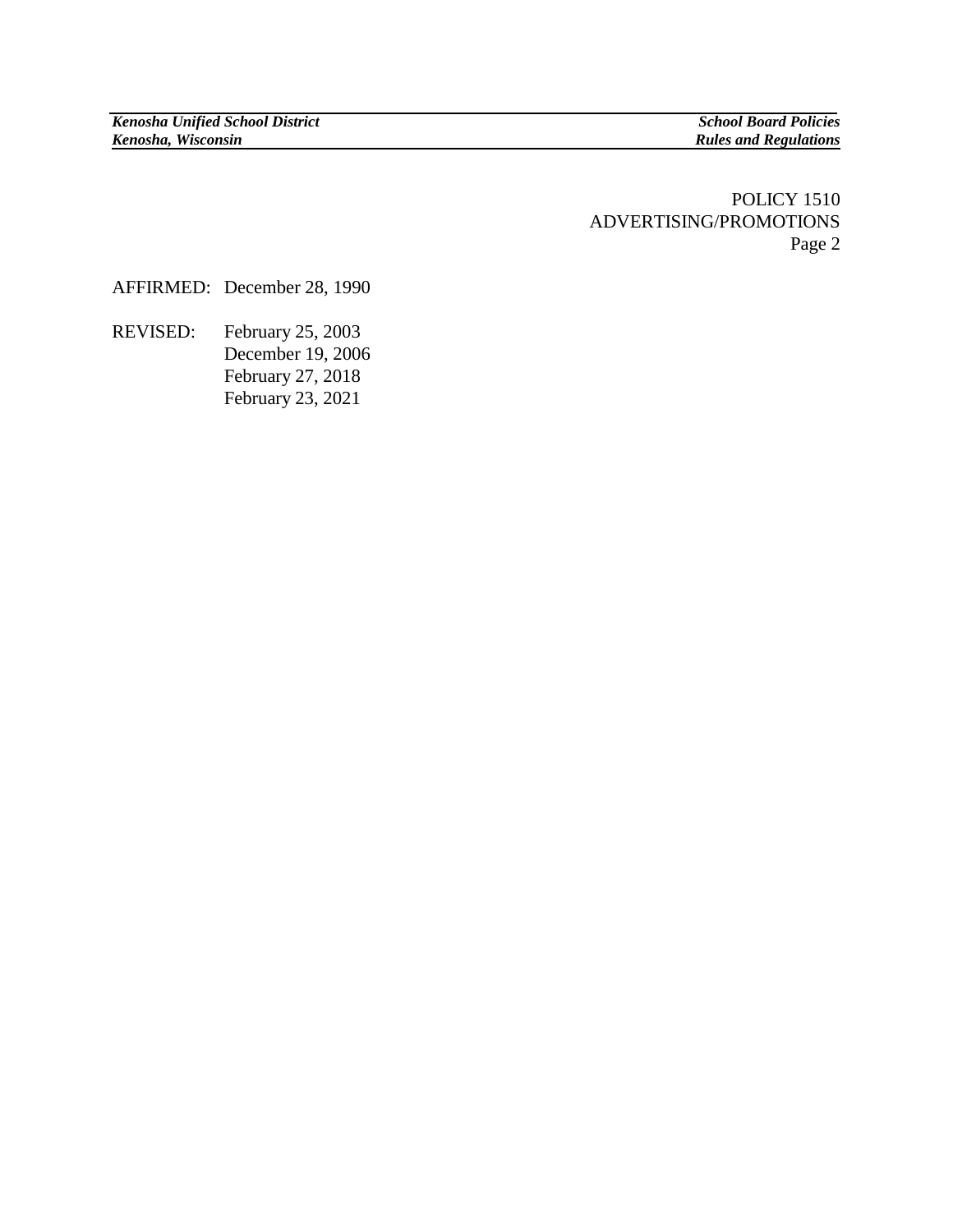AFFIRMED: December 28, 1990

REVISED: February 25, 2003
December 19, 2006
February 27, 2018
February 23, 2021